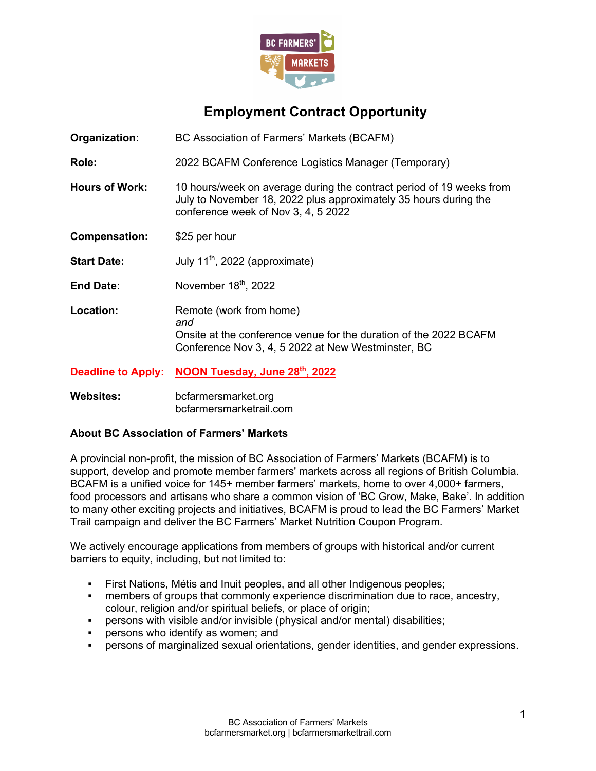# Employment Contract Opportunity

| | |
|---|---|
| **Organization:** | BC Association of Farmers' Markets (BCAFM) |
| **Role:** | 2022 BCAFM Conference Logistics Manager (Temporary) |
| **Hours of Work:** | 10 hours/week on average during the contract period of 19 weeks from July to November 18, 2022 plus approximately 35 hours during the conference week of Nov 3, 4, 5 2022 |
| **Compensation:** | $25 per hour |
| **Start Date:** | July 11th, 2022 (approximate) |
| **End Date:** | November 18th, 2022 |
| **Location:** | Remote (work from home) *and* Onsite at the conference venue for the duration of the 2022 BCAFM Conference Nov 3, 4, 5 2022 at New Westminster, BC |
| **Deadline to Apply:** | **NOON Tuesday, June 28th, 2022** |
| **Websites:** | bcfarmersmarket.org bcfarmersmarkettrail.com |

### About BC Association of Farmers' Markets

A provincial non-profit, the mission of BC Association of Farmers' Markets (BCAFM) is to support, develop and promote member farmers' markets across all regions of British Columbia. BCAFM is a unified voice for 145+ member farmers' markets, home to over 4,000+ farmers, food processors and artisans who share a common vision of 'BC Grow, Make, Bake'. In addition to many other exciting projects and initiatives, BCAFM is proud to lead the BC Farmers' Market Trail campaign and deliver the BC Farmers' Market Nutrition Coupon Program.

We actively encourage applications from members of groups with historical and/or current barriers to equity, including, but not limited to:

- First Nations, Métis and Inuit peoples, and all other Indigenous peoples;
- members of groups that commonly experience discrimination due to race, ancestry, colour, religion and/or spiritual beliefs, or place of origin;
- persons with visible and/or invisible (physical and/or mental) disabilities;
- persons who identify as women; and
- persons of marginalized sexual orientations, gender identities, and gender expressions.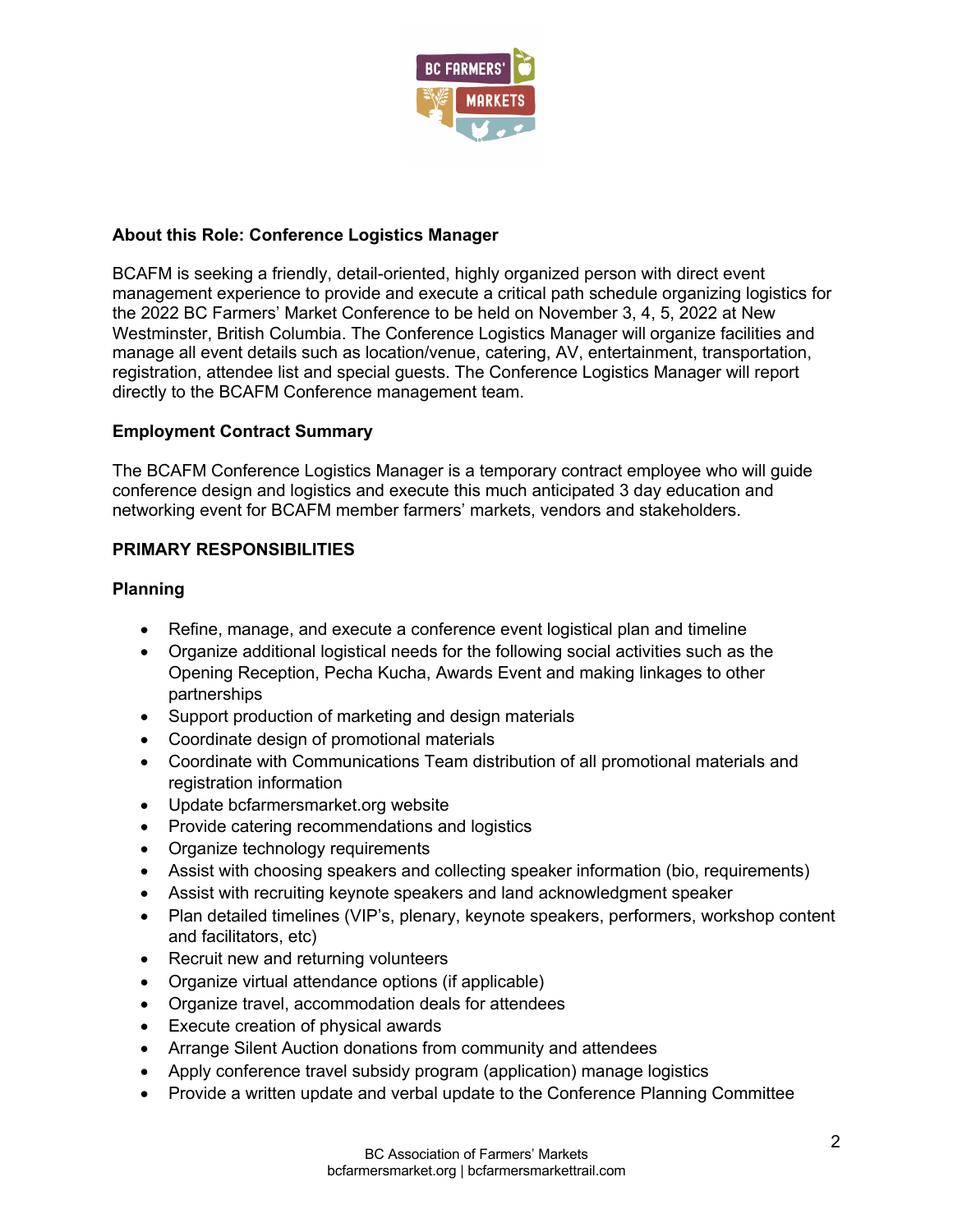## About this Role: Conference Logistics Manager

BCAFM is seeking a friendly, detail-oriented, highly organized person with direct event management experience to provide and execute a critical path schedule organizing logistics for the 2022 BC Farmers' Market Conference to be held on November 3, 4, 5, 2022 at New Westminster, British Columbia. The Conference Logistics Manager will organize facilities and manage all event details such as location/venue, catering, AV, entertainment, transportation, registration, attendee list and special guests. The Conference Logistics Manager will report directly to the BCAFM Conference management team.

## Employment Contract Summary

The BCAFM Conference Logistics Manager is a temporary contract employee who will guide conference design and logistics and execute this much anticipated 3 day education and networking event for BCAFM member farmers' markets, vendors and stakeholders.

## PRIMARY RESPONSIBILITIES

### Planning

- Refine, manage, and execute a conference event logistical plan and timeline
- Organize additional logistical needs for the following social activities such as the Opening Reception, Pecha Kucha, Awards Event and making linkages to other partnerships
- Support production of marketing and design materials
- Coordinate design of promotional materials
- Coordinate with Communications Team distribution of all promotional materials and registration information
- Update bcfarmersmarket.org website
- Provide catering recommendations and logistics
- Organize technology requirements
- Assist with choosing speakers and collecting speaker information (bio, requirements)
- Assist with recruiting keynote speakers and land acknowledgment speaker
- Plan detailed timelines (VIP's, plenary, keynote speakers, performers, workshop content and facilitators, etc)
- Recruit new and returning volunteers
- Organize virtual attendance options (if applicable)
- Organize travel, accommodation deals for attendees
- Execute creation of physical awards
- Arrange Silent Auction donations from community and attendees
- Apply conference travel subsidy program (application) manage logistics
- Provide a written update and verbal update to the Conference Planning Committee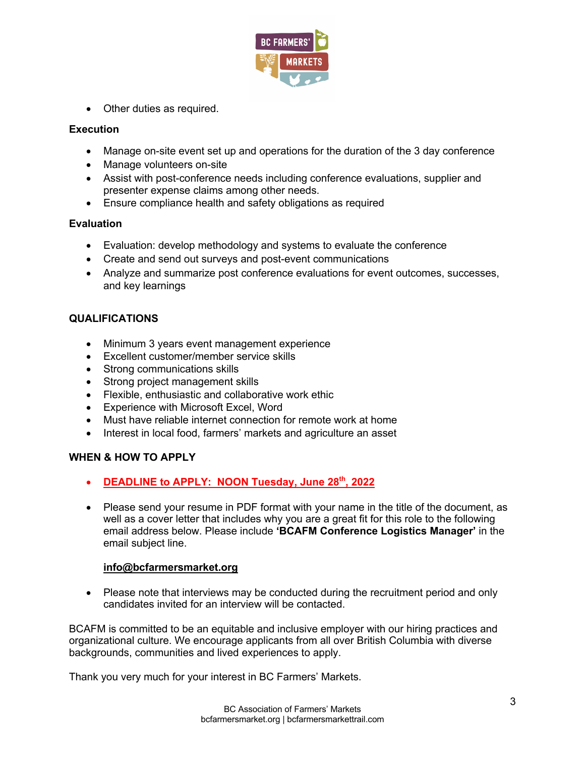- Other duties as required.

**Execution**

- Manage on-site event set up and operations for the duration of the 3 day conference
- Manage volunteers on-site
- Assist with post-conference needs including conference evaluations, supplier and presenter expense claims among other needs.
- Ensure compliance health and safety obligations as required

**Evaluation**

- Evaluation: develop methodology and systems to evaluate the conference
- Create and send out surveys and post-event communications
- Analyze and summarize post conference evaluations for event outcomes, successes, and key learnings

## QUALIFICATIONS

- Minimum 3 years event management experience
- Excellent customer/member service skills
- Strong communications skills
- Strong project management skills
- Flexible, enthusiastic and collaborative work ethic
- Experience with Microsoft Excel, Word
- Must have reliable internet connection for remote work at home
- Interest in local food, farmers' markets and agriculture an asset

## WHEN & HOW TO APPLY

- **DEADLINE to APPLY: NOON Tuesday, June 28th, 2022**

- Please send your resume in PDF format with your name in the title of the document, as well as a cover letter that includes why you are a great fit for this role to the following email address below. Please include **'BCAFM Conference Logistics Manager'** in the email subject line.

  **info@bcfarmersmarket.org**

- Please note that interviews may be conducted during the recruitment period and only candidates invited for an interview will be contacted.

BCAFM is committed to be an equitable and inclusive employer with our hiring practices and organizational culture. We encourage applicants from all over British Columbia with diverse backgrounds, communities and lived experiences to apply.

Thank you very much for your interest in BC Farmers' Markets.